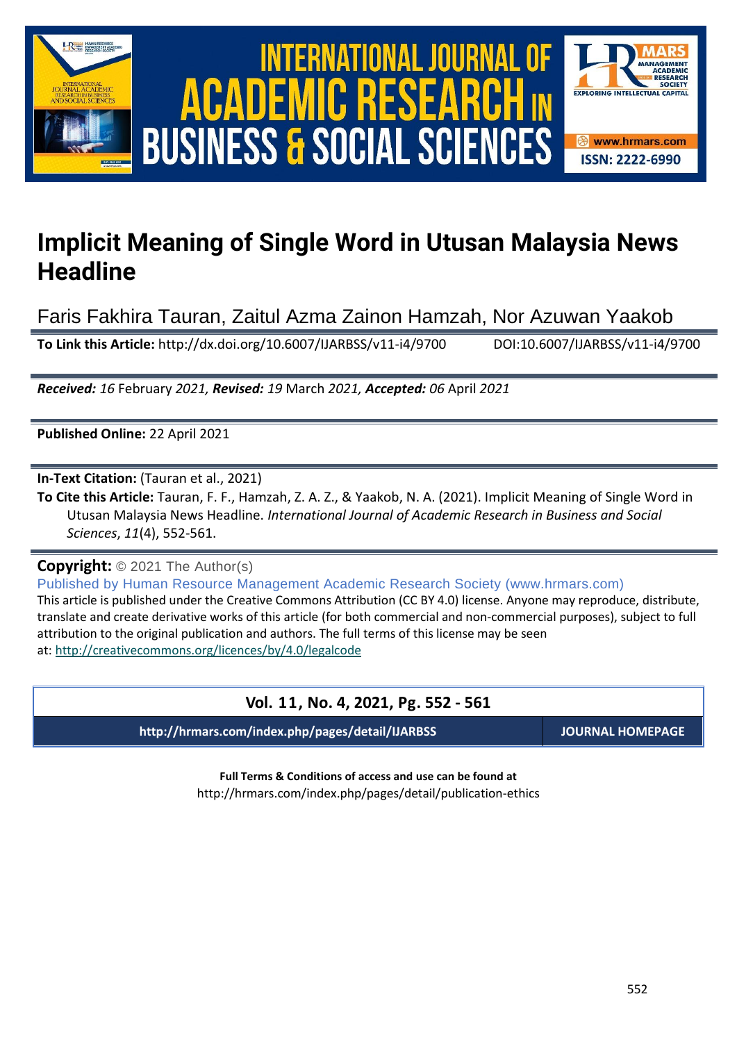# Implicit Meaning of Single Word in Utusan Malaysia News Headline

Faris Fakhira Tauran, Zaitul Azma Zainon Hamzah, Nor Azuwan Yaakob

**To Link this Article:** http://dx.doi.org/10.6007/IJARBSS/v11-i4/9700 DOI:10.6007/IJARBSS/v11-i4/9700

***Received:** 16* February *2021, **Revised:** 19* March *2021, **Accepted:** 06* April *2021*

**Published Online:** 22 April 2021

**In-Text Citation:** (Tauran et al., 2021)

**To Cite this Article:** Tauran, F. F., Hamzah, Z. A. Z., & Yaakob, N. A. (2021). Implicit Meaning of Single Word in Utusan Malaysia News Headline. *International Journal of Academic Research in Business and Social Sciences*, *11*(4), 552-561.

**Copyright:** © 2021 The Author(s)

Published by Human Resource Management Academic Research Society (www.hrmars.com)

This article is published under the Creative Commons Attribution (CC BY 4.0) license. Anyone may reproduce, distribute, translate and create derivative works of this article (for both commercial and non-commercial purposes), subject to full attribution to the original publication and authors. The full terms of this license may be seen at: http://creativecommons.org/licences/by/4.0/legalcode

**Vol. 11, No. 4, 2021, Pg. 552 - 561**

**http://hrmars.com/index.php/pages/detail/IJARBSS** **JOURNAL HOMEPAGE**

**Full Terms & Conditions of access and use can be found at**

http://hrmars.com/index.php/pages/detail/publication-ethics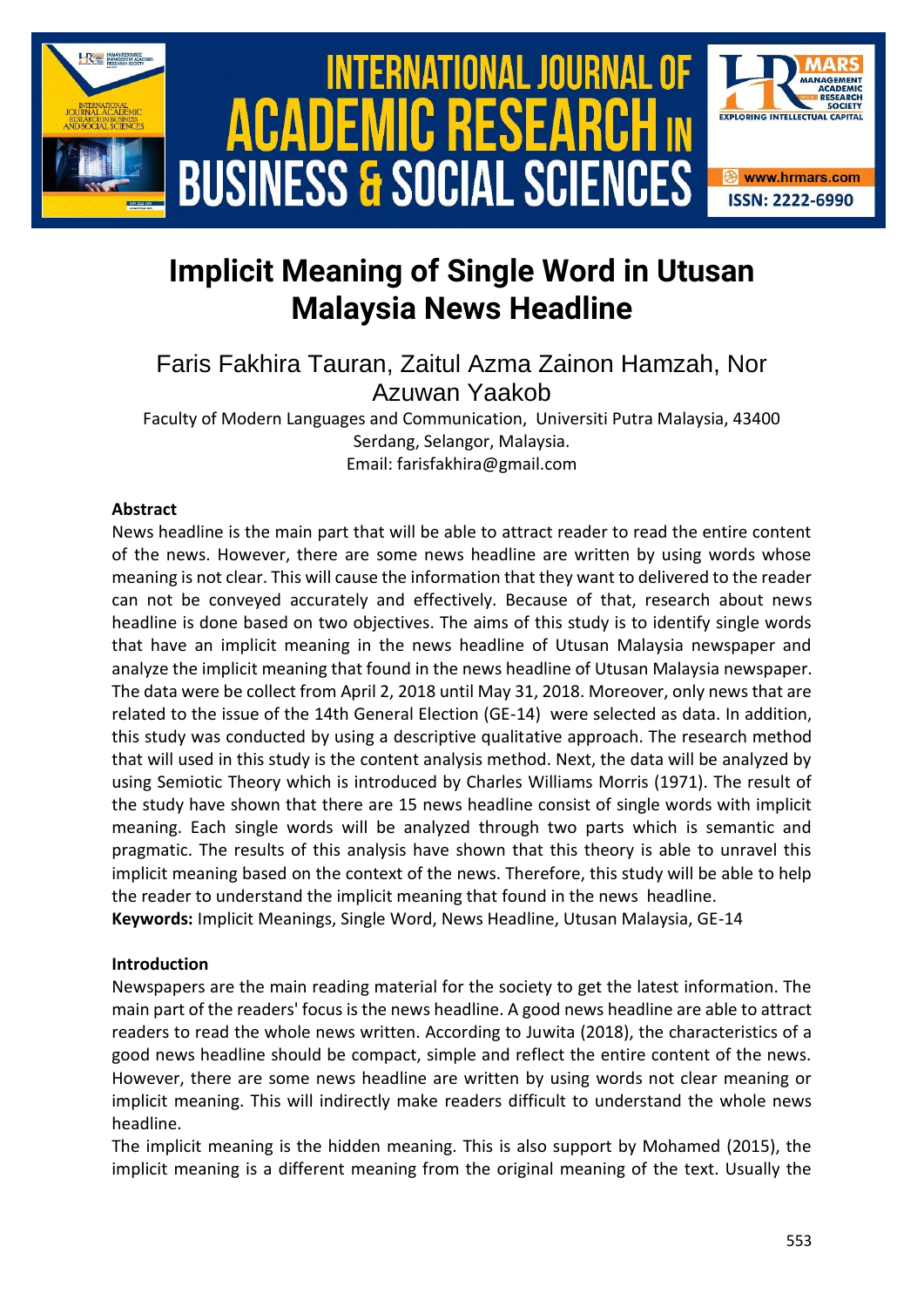# Implicit Meaning of Single Word in Utusan Malaysia News Headline

Faris Fakhira Tauran, Zaitul Azma Zainon Hamzah, Nor Azuwan Yaakob

Faculty of Modern Languages and Communication, Universiti Putra Malaysia, 43400 Serdang, Selangor, Malaysia.
Email: farisfakhira@gmail.com

### Abstract

News headline is the main part that will be able to attract reader to read the entire content of the news. However, there are some news headline are written by using words whose meaning is not clear. This will cause the information that they want to delivered to the reader can not be conveyed accurately and effectively. Because of that, research about news headline is done based on two objectives. The aims of this study is to identify single words that have an implicit meaning in the news headline of Utusan Malaysia newspaper and analyze the implicit meaning that found in the news headline of Utusan Malaysia newspaper. The data were be collect from April 2, 2018 until May 31, 2018. Moreover, only news that are related to the issue of the 14th General Election (GE-14) were selected as data. In addition, this study was conducted by using a descriptive qualitative approach. The research method that will used in this study is the content analysis method. Next, the data will be analyzed by using Semiotic Theory which is introduced by Charles Williams Morris (1971). The result of the study have shown that there are 15 news headline consist of single words with implicit meaning. Each single words will be analyzed through two parts which is semantic and pragmatic. The results of this analysis have shown that this theory is able to unravel this implicit meaning based on the context of the news. Therefore, this study will be able to help the reader to understand the implicit meaning that found in the news headline.

**Keywords:** Implicit Meanings, Single Word, News Headline, Utusan Malaysia, GE-14

### Introduction

Newspapers are the main reading material for the society to get the latest information. The main part of the readers' focus is the news headline. A good news headline are able to attract readers to read the whole news written. According to Juwita (2018), the characteristics of a good news headline should be compact, simple and reflect the entire content of the news. However, there are some news headline are written by using words not clear meaning or implicit meaning. This will indirectly make readers difficult to understand the whole news headline.

The implicit meaning is the hidden meaning. This is also support by Mohamed (2015), the implicit meaning is a different meaning from the original meaning of the text. Usually the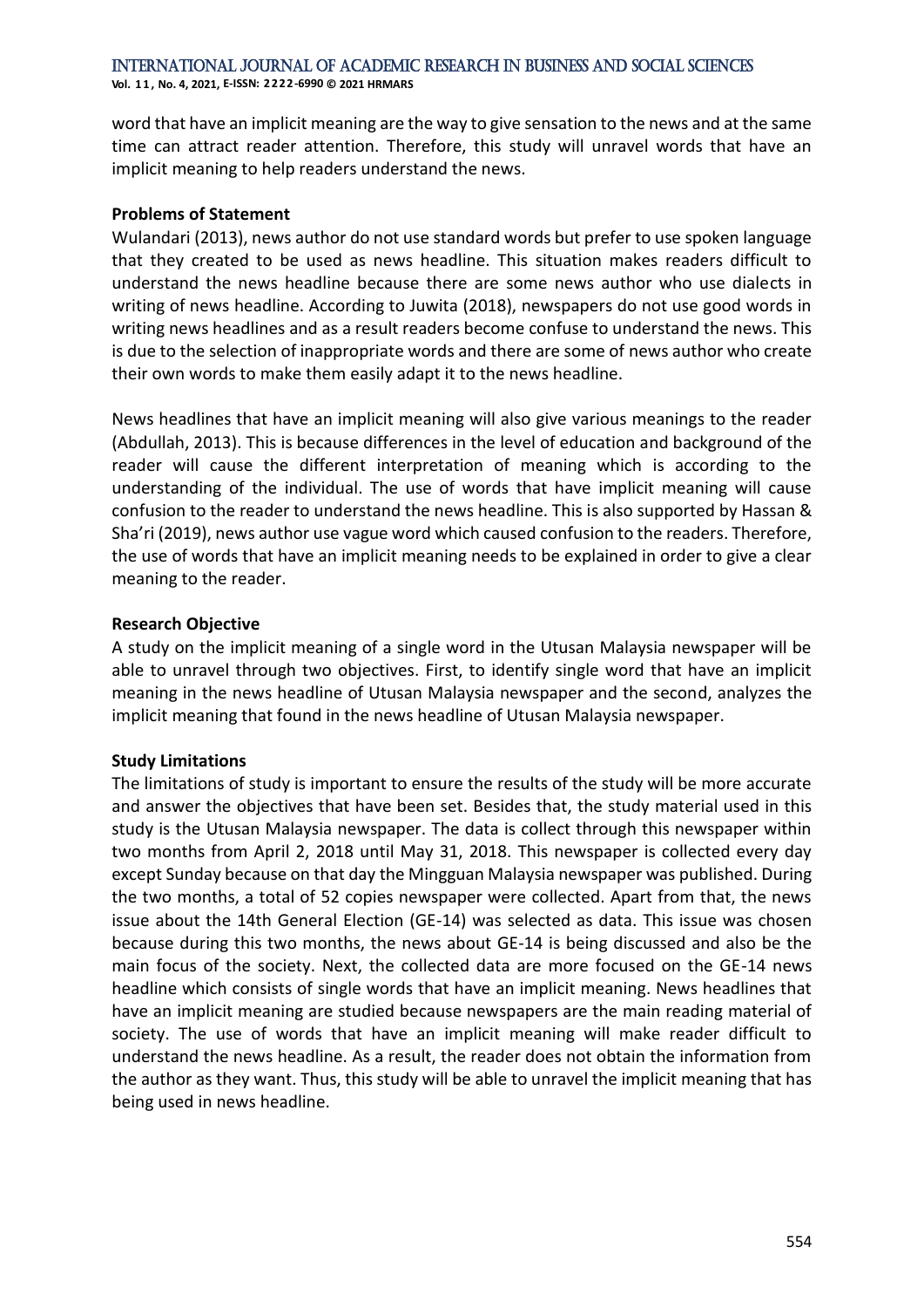word that have an implicit meaning are the way to give sensation to the news and at the same time can attract reader attention. Therefore, this study will unravel words that have an implicit meaning to help readers understand the news.

**Problems of Statement**

Wulandari (2013), news author do not use standard words but prefer to use spoken language that they created to be used as news headline. This situation makes readers difficult to understand the news headline because there are some news author who use dialects in writing of news headline. According to Juwita (2018), newspapers do not use good words in writing news headlines and as a result readers become confuse to understand the news. This is due to the selection of inappropriate words and there are some of news author who create their own words to make them easily adapt it to the news headline.

News headlines that have an implicit meaning will also give various meanings to the reader (Abdullah, 2013). This is because differences in the level of education and background of the reader will cause the different interpretation of meaning which is according to the understanding of the individual. The use of words that have implicit meaning will cause confusion to the reader to understand the news headline. This is also supported by Hassan & Sha'ri (2019), news author use vague word which caused confusion to the readers. Therefore, the use of words that have an implicit meaning needs to be explained in order to give a clear meaning to the reader.

**Research Objective**

A study on the implicit meaning of a single word in the Utusan Malaysia newspaper will be able to unravel through two objectives. First, to identify single word that have an implicit meaning in the news headline of Utusan Malaysia newspaper and the second, analyzes the implicit meaning that found in the news headline of Utusan Malaysia newspaper.

**Study Limitations**

The limitations of study is important to ensure the results of the study will be more accurate and answer the objectives that have been set. Besides that, the study material used in this study is the Utusan Malaysia newspaper. The data is collect through this newspaper within two months from April 2, 2018 until May 31, 2018. This newspaper is collected every day except Sunday because on that day the Mingguan Malaysia newspaper was published. During the two months, a total of 52 copies newspaper were collected. Apart from that, the news issue about the 14th General Election (GE-14) was selected as data. This issue was chosen because during this two months, the news about GE-14 is being discussed and also be the main focus of the society. Next, the collected data are more focused on the GE-14 news headline which consists of single words that have an implicit meaning. News headlines that have an implicit meaning are studied because newspapers are the main reading material of society. The use of words that have an implicit meaning will make reader difficult to understand the news headline. As a result, the reader does not obtain the information from the author as they want. Thus, this study will be able to unravel the implicit meaning that has being used in news headline.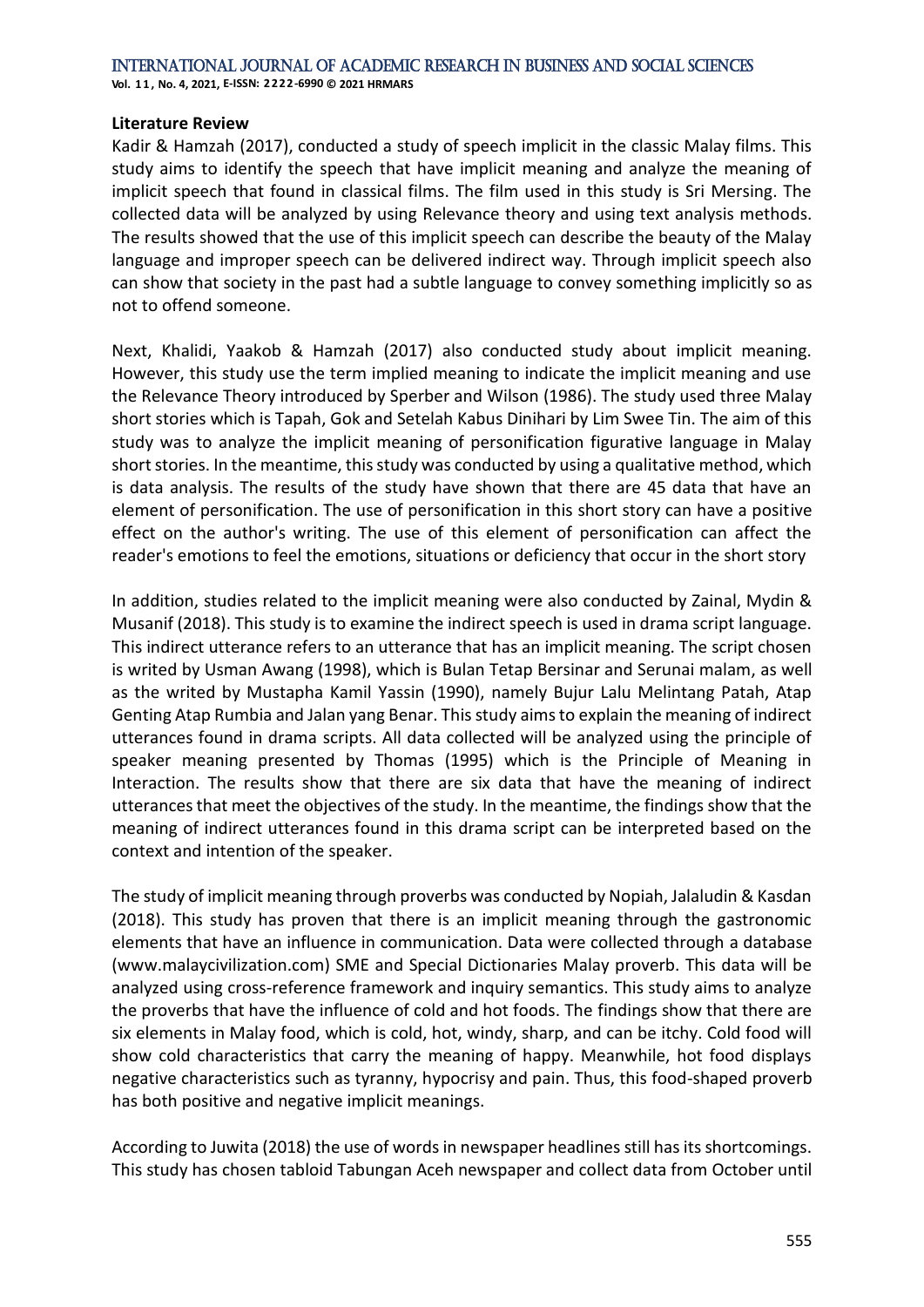**Literature Review**

Kadir & Hamzah (2017), conducted a study of speech implicit in the classic Malay films. This study aims to identify the speech that have implicit meaning and analyze the meaning of implicit speech that found in classical films. The film used in this study is Sri Mersing. The collected data will be analyzed by using Relevance theory and using text analysis methods. The results showed that the use of this implicit speech can describe the beauty of the Malay language and improper speech can be delivered indirect way. Through implicit speech also can show that society in the past had a subtle language to convey something implicitly so as not to offend someone.

Next, Khalidi, Yaakob & Hamzah (2017) also conducted study about implicit meaning. However, this study use the term implied meaning to indicate the implicit meaning and use the Relevance Theory introduced by Sperber and Wilson (1986). The study used three Malay short stories which is Tapah, Gok and Setelah Kabus Dinihari by Lim Swee Tin. The aim of this study was to analyze the implicit meaning of personification figurative language in Malay short stories. In the meantime, this study was conducted by using a qualitative method, which is data analysis. The results of the study have shown that there are 45 data that have an element of personification. The use of personification in this short story can have a positive effect on the author's writing. The use of this element of personification can affect the reader's emotions to feel the emotions, situations or deficiency that occur in the short story

In addition, studies related to the implicit meaning were also conducted by Zainal, Mydin & Musanif (2018). This study is to examine the indirect speech is used in drama script language. This indirect utterance refers to an utterance that has an implicit meaning. The script chosen is writed by Usman Awang (1998), which is Bulan Tetap Bersinar and Serunai malam, as well as the writed by Mustapha Kamil Yassin (1990), namely Bujur Lalu Melintang Patah, Atap Genting Atap Rumbia and Jalan yang Benar. This study aims to explain the meaning of indirect utterances found in drama scripts. All data collected will be analyzed using the principle of speaker meaning presented by Thomas (1995) which is the Principle of Meaning in Interaction. The results show that there are six data that have the meaning of indirect utterances that meet the objectives of the study. In the meantime, the findings show that the meaning of indirect utterances found in this drama script can be interpreted based on the context and intention of the speaker.

The study of implicit meaning through proverbs was conducted by Nopiah, Jalaludin & Kasdan (2018). This study has proven that there is an implicit meaning through the gastronomic elements that have an influence in communication. Data were collected through a database (www.malaycivilization.com) SME and Special Dictionaries Malay proverb. This data will be analyzed using cross-reference framework and inquiry semantics. This study aims to analyze the proverbs that have the influence of cold and hot foods. The findings show that there are six elements in Malay food, which is cold, hot, windy, sharp, and can be itchy. Cold food will show cold characteristics that carry the meaning of happy. Meanwhile, hot food displays negative characteristics such as tyranny, hypocrisy and pain. Thus, this food-shaped proverb has both positive and negative implicit meanings.

According to Juwita (2018) the use of words in newspaper headlines still has its shortcomings. This study has chosen tabloid Tabungan Aceh newspaper and collect data from October until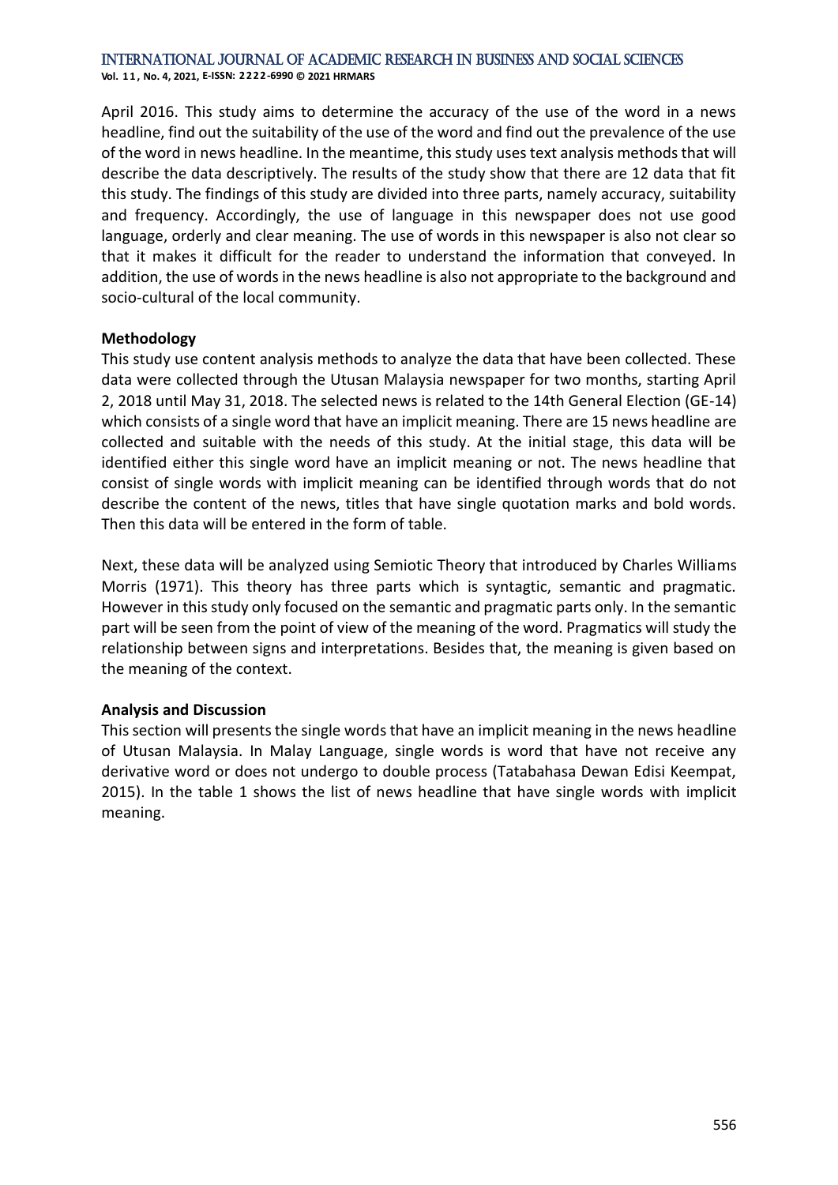April 2016. This study aims to determine the accuracy of the use of the word in a news headline, find out the suitability of the use of the word and find out the prevalence of the use of the word in news headline. In the meantime, this study uses text analysis methods that will describe the data descriptively. The results of the study show that there are 12 data that fit this study. The findings of this study are divided into three parts, namely accuracy, suitability and frequency. Accordingly, the use of language in this newspaper does not use good language, orderly and clear meaning. The use of words in this newspaper is also not clear so that it makes it difficult for the reader to understand the information that conveyed. In addition, the use of words in the news headline is also not appropriate to the background and socio-cultural of the local community.

**Methodology**

This study use content analysis methods to analyze the data that have been collected. These data were collected through the Utusan Malaysia newspaper for two months, starting April 2, 2018 until May 31, 2018. The selected news is related to the 14th General Election (GE-14) which consists of a single word that have an implicit meaning. There are 15 news headline are collected and suitable with the needs of this study. At the initial stage, this data will be identified either this single word have an implicit meaning or not. The news headline that consist of single words with implicit meaning can be identified through words that do not describe the content of the news, titles that have single quotation marks and bold words. Then this data will be entered in the form of table.

Next, these data will be analyzed using Semiotic Theory that introduced by Charles Williams Morris (1971). This theory has three parts which is syntagtic, semantic and pragmatic. However in this study only focused on the semantic and pragmatic parts only. In the semantic part will be seen from the point of view of the meaning of the word. Pragmatics will study the relationship between signs and interpretations. Besides that, the meaning is given based on the meaning of the context.

**Analysis and Discussion**

This section will presents the single words that have an implicit meaning in the news headline of Utusan Malaysia. In Malay Language, single words is word that have not receive any derivative word or does not undergo to double process (Tatabahasa Dewan Edisi Keempat, 2015). In the table 1 shows the list of news headline that have single words with implicit meaning.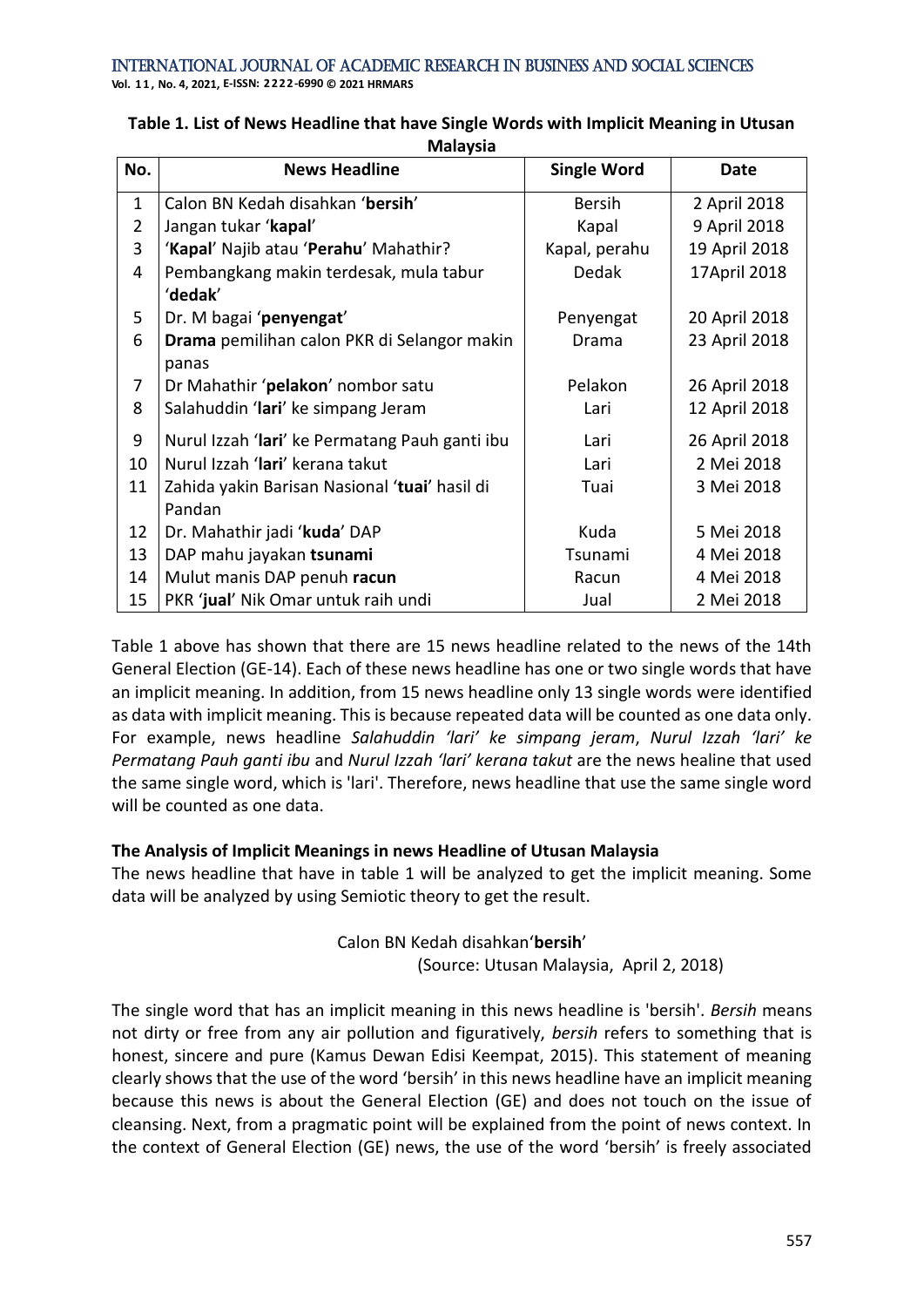**Table 1. List of News Headline that have Single Words with Implicit Meaning in Utusan Malaysia**

| No. | News Headline | Single Word | Date |
|---|---|---|---|
| 1 | Calon BN Kedah disahkan '**bersih**' | Bersih | 2 April 2018 |
| 2 | Jangan tukar '**kapal**' | Kapal | 9 April 2018 |
| 3 | '**Kapal**' Najib atau '**Perahu**' Mahathir? | Kapal, perahu | 19 April 2018 |
| 4 | Pembangkang makin terdesak, mula tabur '**dedak**' | Dedak | 17April 2018 |
| 5 | Dr. M bagai '**penyengat**' | Penyengat | 20 April 2018 |
| 6 | **Drama** pemilihan calon PKR di Selangor makin panas | Drama | 23 April 2018 |
| 7 | Dr Mahathir '**pelakon**' nombor satu | Pelakon | 26 April 2018 |
| 8 | Salahuddin '**lari**' ke simpang Jeram | Lari | 12 April 2018 |
| 9 | Nurul Izzah '**lari**' ke Permatang Pauh ganti ibu | Lari | 26 April 2018 |
| 10 | Nurul Izzah '**lari**' kerana takut | Lari | 2 Mei 2018 |
| 11 | Zahida yakin Barisan Nasional '**tuai**' hasil di Pandan | Tuai | 3 Mei 2018 |
| 12 | Dr. Mahathir jadi '**kuda**' DAP | Kuda | 5 Mei 2018 |
| 13 | DAP mahu jayakan **tsunami** | Tsunami | 4 Mei 2018 |
| 14 | Mulut manis DAP penuh **racun** | Racun | 4 Mei 2018 |
| 15 | PKR '**jual**' Nik Omar untuk raih undi | Jual | 2 Mei 2018 |

Table 1 above has shown that there are 15 news headline related to the news of the 14th General Election (GE-14). Each of these news headline has one or two single words that have an implicit meaning. In addition, from 15 news headline only 13 single words were identified as data with implicit meaning. This is because repeated data will be counted as one data only. For example, news headline *Salahuddin 'lari' ke simpang jeram*, *Nurul Izzah 'lari' ke Permatang Pauh ganti ibu* and *Nurul Izzah 'lari' kerana takut* are the news healine that used the same single word, which is 'lari'. Therefore, news headline that use the same single word will be counted as one data.

**The Analysis of Implicit Meanings in news Headline of Utusan Malaysia**

The news headline that have in table 1 will be analyzed to get the implicit meaning. Some data will be analyzed by using Semiotic theory to get the result.

> Calon BN Kedah disahkan'**bersih**'
> (Source: Utusan Malaysia, April 2, 2018)

The single word that has an implicit meaning in this news headline is 'bersih'. *Bersih* means not dirty or free from any air pollution and figuratively, *bersih* refers to something that is honest, sincere and pure (Kamus Dewan Edisi Keempat, 2015). This statement of meaning clearly shows that the use of the word 'bersih' in this news headline have an implicit meaning because this news is about the General Election (GE) and does not touch on the issue of cleansing. Next, from a pragmatic point will be explained from the point of news context. In the context of General Election (GE) news, the use of the word 'bersih' is freely associated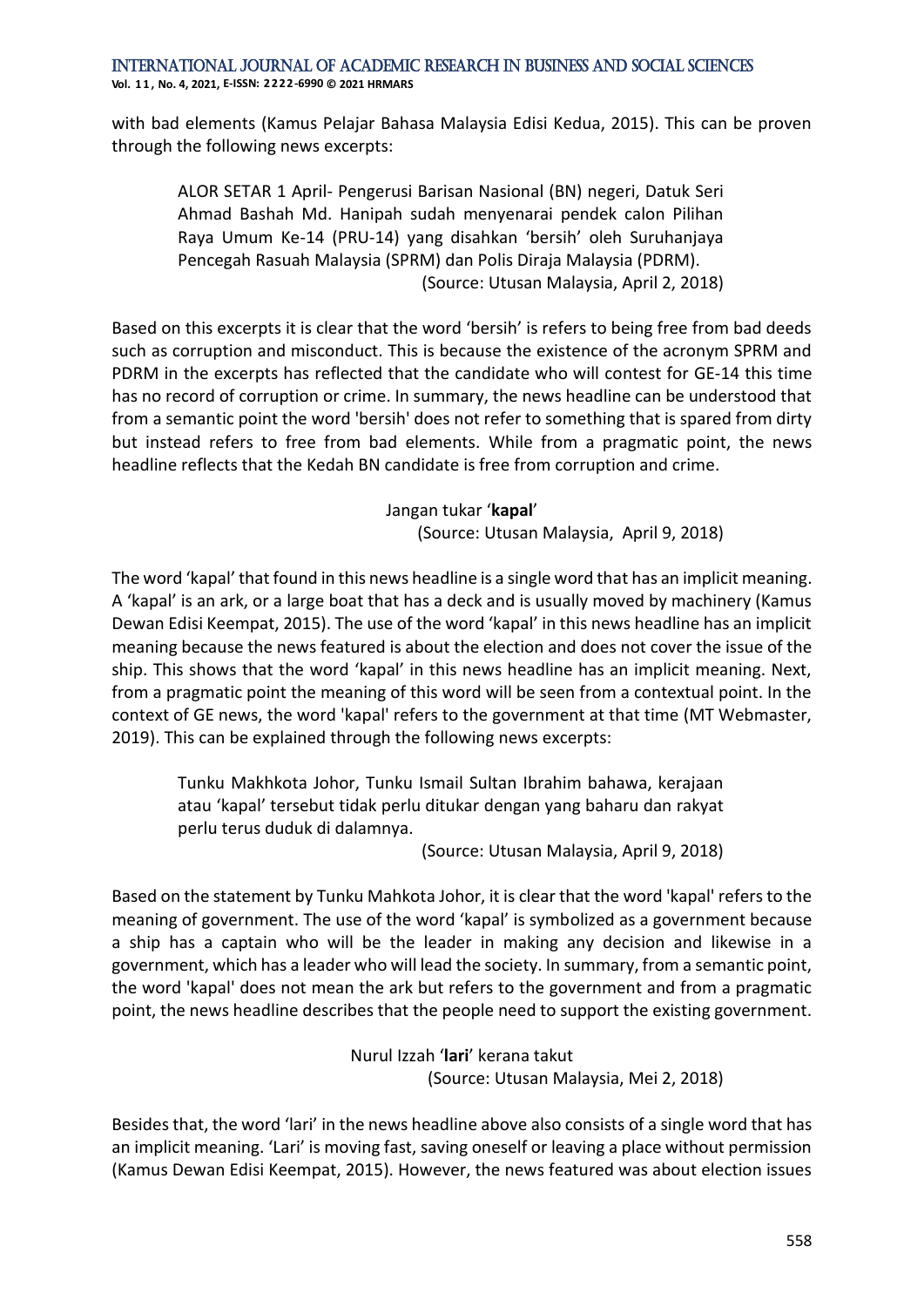with bad elements (Kamus Pelajar Bahasa Malaysia Edisi Kedua, 2015). This can be proven through the following news excerpts:

> ALOR SETAR 1 April- Pengerusi Barisan Nasional (BN) negeri, Datuk Seri Ahmad Bashah Md. Hanipah sudah menyenarai pendek calon Pilihan Raya Umum Ke-14 (PRU-14) yang disahkan 'bersih' oleh Suruhanjaya Pencegah Rasuah Malaysia (SPRM) dan Polis Diraja Malaysia (PDRM).
>
> (Source: Utusan Malaysia, April 2, 2018)

Based on this excerpts it is clear that the word 'bersih' is refers to being free from bad deeds such as corruption and misconduct. This is because the existence of the acronym SPRM and PDRM in the excerpts has reflected that the candidate who will contest for GE-14 this time has no record of corruption or crime. In summary, the news headline can be understood that from a semantic point the word 'bersih' does not refer to something that is spared from dirty but instead refers to free from bad elements. While from a pragmatic point, the news headline reflects that the Kedah BN candidate is free from corruption and crime.

Jangan tukar '**kapal**'

(Source: Utusan Malaysia, April 9, 2018)

The word 'kapal' that found in this news headline is a single word that has an implicit meaning. A 'kapal' is an ark, or a large boat that has a deck and is usually moved by machinery (Kamus Dewan Edisi Keempat, 2015). The use of the word 'kapal' in this news headline has an implicit meaning because the news featured is about the election and does not cover the issue of the ship. This shows that the word 'kapal' in this news headline has an implicit meaning. Next, from a pragmatic point the meaning of this word will be seen from a contextual point. In the context of GE news, the word 'kapal' refers to the government at that time (MT Webmaster, 2019). This can be explained through the following news excerpts:

> Tunku Makhkota Johor, Tunku Ismail Sultan Ibrahim bahawa, kerajaan atau 'kapal' tersebut tidak perlu ditukar dengan yang baharu dan rakyat perlu terus duduk di dalamnya.
>
> (Source: Utusan Malaysia, April 9, 2018)

Based on the statement by Tunku Mahkota Johor, it is clear that the word 'kapal' refers to the meaning of government. The use of the word 'kapal' is symbolized as a government because a ship has a captain who will be the leader in making any decision and likewise in a government, which has a leader who will lead the society. In summary, from a semantic point, the word 'kapal' does not mean the ark but refers to the government and from a pragmatic point, the news headline describes that the people need to support the existing government.

Nurul Izzah '**lari**' kerana takut

(Source: Utusan Malaysia, Mei 2, 2018)

Besides that, the word 'lari' in the news headline above also consists of a single word that has an implicit meaning. 'Lari' is moving fast, saving oneself or leaving a place without permission (Kamus Dewan Edisi Keempat, 2015). However, the news featured was about election issues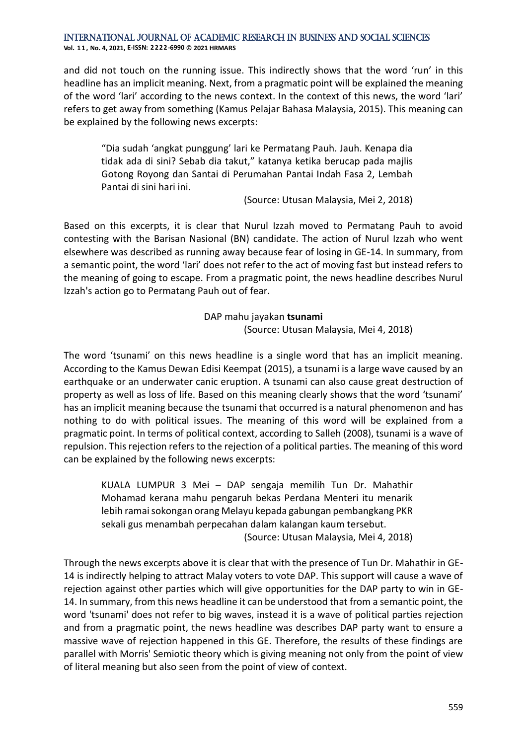and did not touch on the running issue. This indirectly shows that the word 'run' in this headline has an implicit meaning. Next, from a pragmatic point will be explained the meaning of the word 'lari' according to the news context. In the context of this news, the word 'lari' refers to get away from something (Kamus Pelajar Bahasa Malaysia, 2015). This meaning can be explained by the following news excerpts:

> "Dia sudah 'angkat punggung' lari ke Permatang Pauh. Jauh. Kenapa dia tidak ada di sini? Sebab dia takut," katanya ketika berucap pada majlis Gotong Royong dan Santai di Perumahan Pantai Indah Fasa 2, Lembah Pantai di sini hari ini.
>
> (Source: Utusan Malaysia, Mei 2, 2018)

Based on this excerpts, it is clear that Nurul Izzah moved to Permatang Pauh to avoid contesting with the Barisan Nasional (BN) candidate. The action of Nurul Izzah who went elsewhere was described as running away because fear of losing in GE-14. In summary, from a semantic point, the word 'lari' does not refer to the act of moving fast but instead refers to the meaning of going to escape. From a pragmatic point, the news headline describes Nurul Izzah's action go to Permatang Pauh out of fear.

DAP mahu jayakan **tsunami**
(Source: Utusan Malaysia, Mei 4, 2018)

The word 'tsunami' on this news headline is a single word that has an implicit meaning. According to the Kamus Dewan Edisi Keempat (2015), a tsunami is a large wave caused by an earthquake or an underwater canic eruption. A tsunami can also cause great destruction of property as well as loss of life. Based on this meaning clearly shows that the word 'tsunami' has an implicit meaning because the tsunami that occurred is a natural phenomenon and has nothing to do with political issues. The meaning of this word will be explained from a pragmatic point. In terms of political context, according to Salleh (2008), tsunami is a wave of repulsion. This rejection refers to the rejection of a political parties. The meaning of this word can be explained by the following news excerpts:

> KUALA LUMPUR 3 Mei – DAP sengaja memilih Tun Dr. Mahathir Mohamad kerana mahu pengaruh bekas Perdana Menteri itu menarik lebih ramai sokongan orang Melayu kepada gabungan pembangkang PKR sekali gus menambah perpecahan dalam kalangan kaum tersebut.
>
> (Source: Utusan Malaysia, Mei 4, 2018)

Through the news excerpts above it is clear that with the presence of Tun Dr. Mahathir in GE-14 is indirectly helping to attract Malay voters to vote DAP. This support will cause a wave of rejection against other parties which will give opportunities for the DAP party to win in GE-14. In summary, from this news headline it can be understood that from a semantic point, the word 'tsunami' does not refer to big waves, instead it is a wave of political parties rejection and from a pragmatic point, the news headline was describes DAP party want to ensure a massive wave of rejection happened in this GE. Therefore, the results of these findings are parallel with Morris' Semiotic theory which is giving meaning not only from the point of view of literal meaning but also seen from the point of view of context.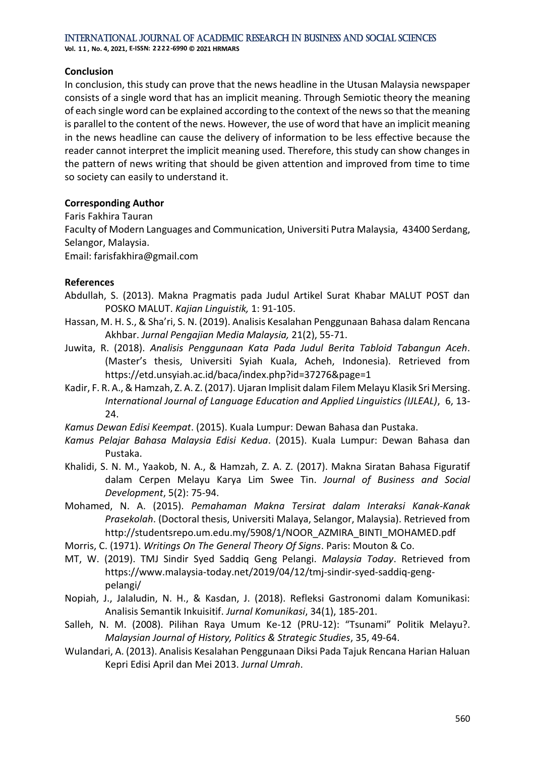## Conclusion

In conclusion, this study can prove that the news headline in the Utusan Malaysia newspaper consists of a single word that has an implicit meaning. Through Semiotic theory the meaning of each single word can be explained according to the context of the news so that the meaning is parallel to the content of the news. However, the use of word that have an implicit meaning in the news headline can cause the delivery of information to be less effective because the reader cannot interpret the implicit meaning used. Therefore, this study can show changes in the pattern of news writing that should be given attention and improved from time to time so society can easily to understand it.

## Corresponding Author

Faris Fakhira Tauran
Faculty of Modern Languages and Communication, Universiti Putra Malaysia, 43400 Serdang, Selangor, Malaysia.
Email: farisfakhira@gmail.com

## References

Abdullah, S. (2013). Makna Pragmatis pada Judul Artikel Surat Khabar MALUT POST dan POSKO MALUT. *Kajian Linguistik,* 1: 91-105.

Hassan, M. H. S., & Sha'ri, S. N. (2019). Analisis Kesalahan Penggunaan Bahasa dalam Rencana Akhbar. *Jurnal Pengajian Media Malaysia,* 21(2), 55-71.

Juwita, R. (2018). *Analisis Penggunaan Kata Pada Judul Berita Tabloid Tabangun Aceh*. (Master's thesis, Universiti Syiah Kuala, Acheh, Indonesia). Retrieved from https://etd.unsyiah.ac.id/baca/index.php?id=37276&page=1

Kadir, F. R. A., & Hamzah, Z. A. Z. (2017). Ujaran Implisit dalam Filem Melayu Klasik Sri Mersing. *International Journal of Language Education and Applied Linguistics (IJLEAL)*, 6, 13-24.

*Kamus Dewan Edisi Keempat*. (2015). Kuala Lumpur: Dewan Bahasa dan Pustaka.

*Kamus Pelajar Bahasa Malaysia Edisi Kedua*. (2015). Kuala Lumpur: Dewan Bahasa dan Pustaka.

Khalidi, S. N. M., Yaakob, N. A., & Hamzah, Z. A. Z. (2017). Makna Siratan Bahasa Figuratif dalam Cerpen Melayu Karya Lim Swee Tin. *Journal of Business and Social Development*, 5(2): 75-94.

Mohamed, N. A. (2015). *Pemahaman Makna Tersirat dalam Interaksi Kanak-Kanak Prasekolah*. (Doctoral thesis, Universiti Malaya, Selangor, Malaysia). Retrieved from http://studentsrepo.um.edu.my/5908/1/NOOR_AZMIRA_BINTI_MOHAMED.pdf

Morris, C. (1971). *Writings On The General Theory Of Signs*. Paris: Mouton & Co.

MT, W. (2019). TMJ Sindir Syed Saddiq Geng Pelangi. *Malaysia Today*. Retrieved from https://www.malaysia-today.net/2019/04/12/tmj-sindir-syed-saddiq-geng-pelangi/

Nopiah, J., Jalaludin, N. H., & Kasdan, J. (2018). Refleksi Gastronomi dalam Komunikasi: Analisis Semantik Inkuisitif. *Jurnal Komunikasi*, 34(1), 185-201.

Salleh, N. M. (2008). Pilihan Raya Umum Ke-12 (PRU-12): "Tsunami" Politik Melayu?. *Malaysian Journal of History, Politics & Strategic Studies*, 35, 49-64.

Wulandari, A. (2013). Analisis Kesalahan Penggunaan Diksi Pada Tajuk Rencana Harian Haluan Kepri Edisi April dan Mei 2013. *Jurnal Umrah*.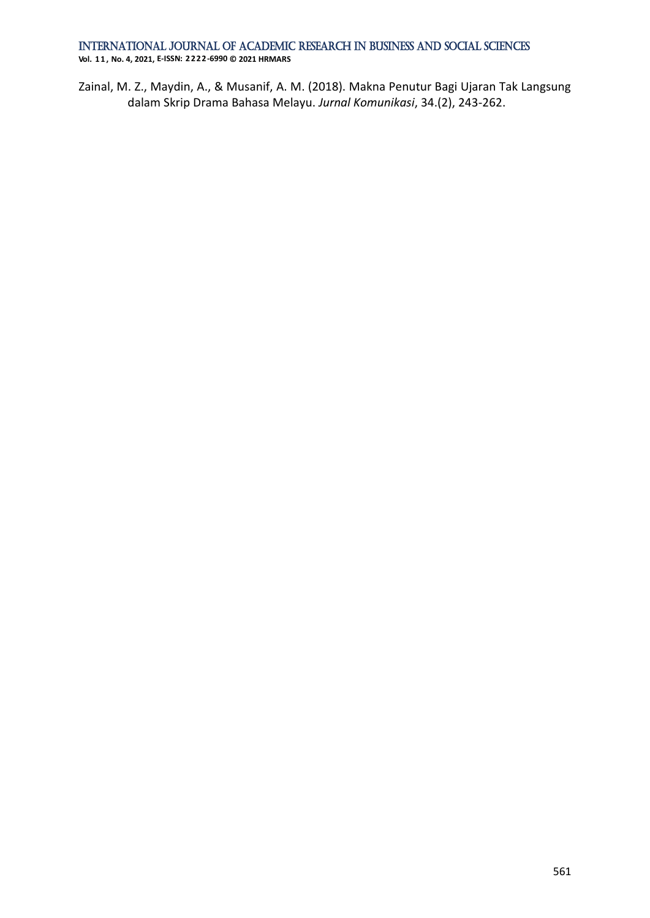Zainal, M. Z., Maydin, A., & Musanif, A. M. (2018). Makna Penutur Bagi Ujaran Tak Langsung dalam Skrip Drama Bahasa Melayu. *Jurnal Komunikasi*, 34.(2), 243-262.